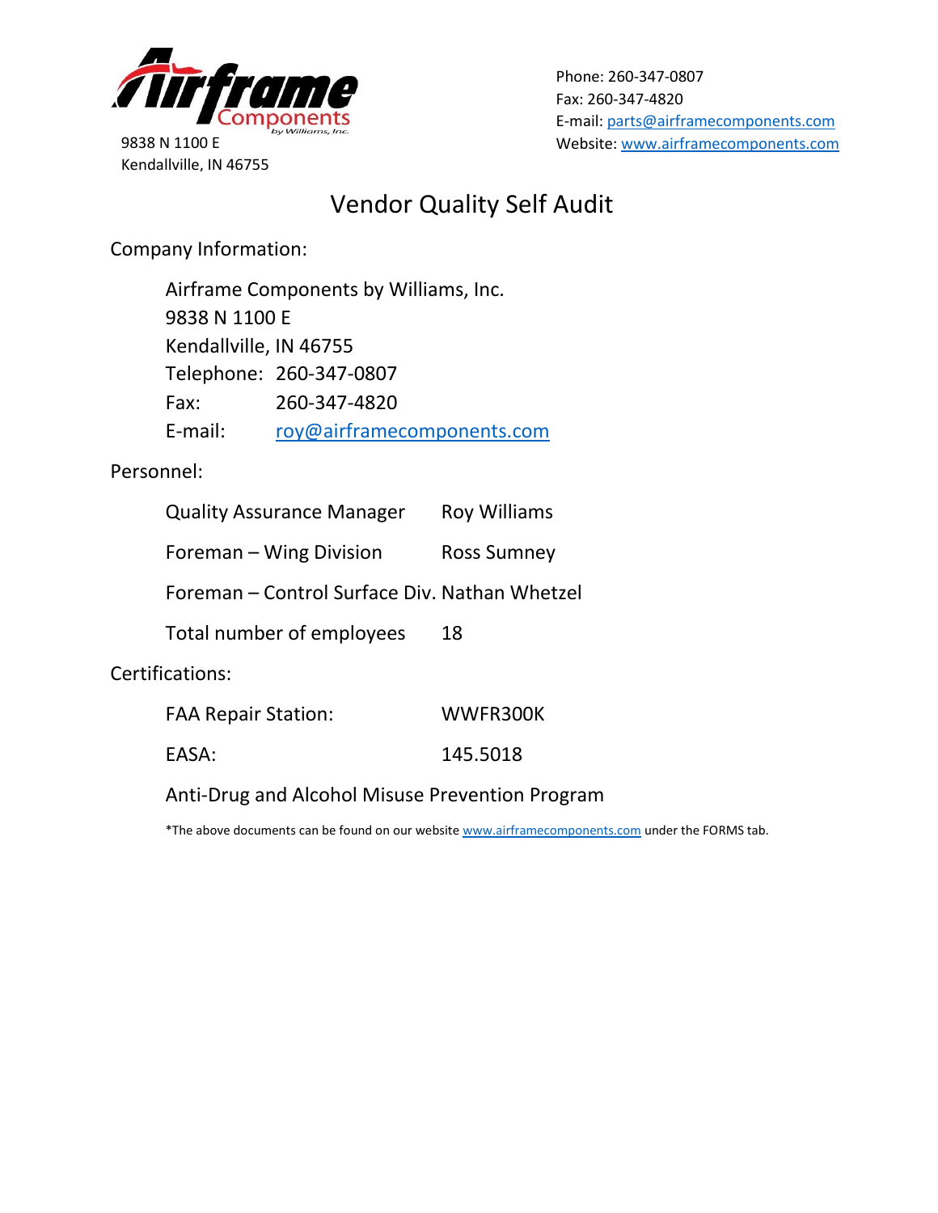Airframe Components by Williams, Inc.

9838 N 1100 E
Kendallville, IN 46755

Phone: 260-347-0807
Fax: 260-347-4820
E-mail: parts@airframecomponents.com
Website: www.airframecomponents.com

# Vendor Quality Self Audit

Company Information:

Airframe Components by Williams, Inc.
9838 N 1100 E
Kendallville, IN 46755
Telephone: 260-347-0807
Fax: 260-347-4820
E-mail: roy@airframecomponents.com

Personnel:

| | |
|---|---|
| Quality Assurance Manager | Roy Williams |
| Foreman – Wing Division | Ross Sumney |
| Foreman – Control Surface Div. | Nathan Whetzel |
| Total number of employees | 18 |

Certifications:

| | |
|---|---|
| FAA Repair Station: | WWFR300K |
| EASA: | 145.5018 |

Anti-Drug and Alcohol Misuse Prevention Program

*The above documents can be found on our website www.airframecomponents.com under the FORMS tab.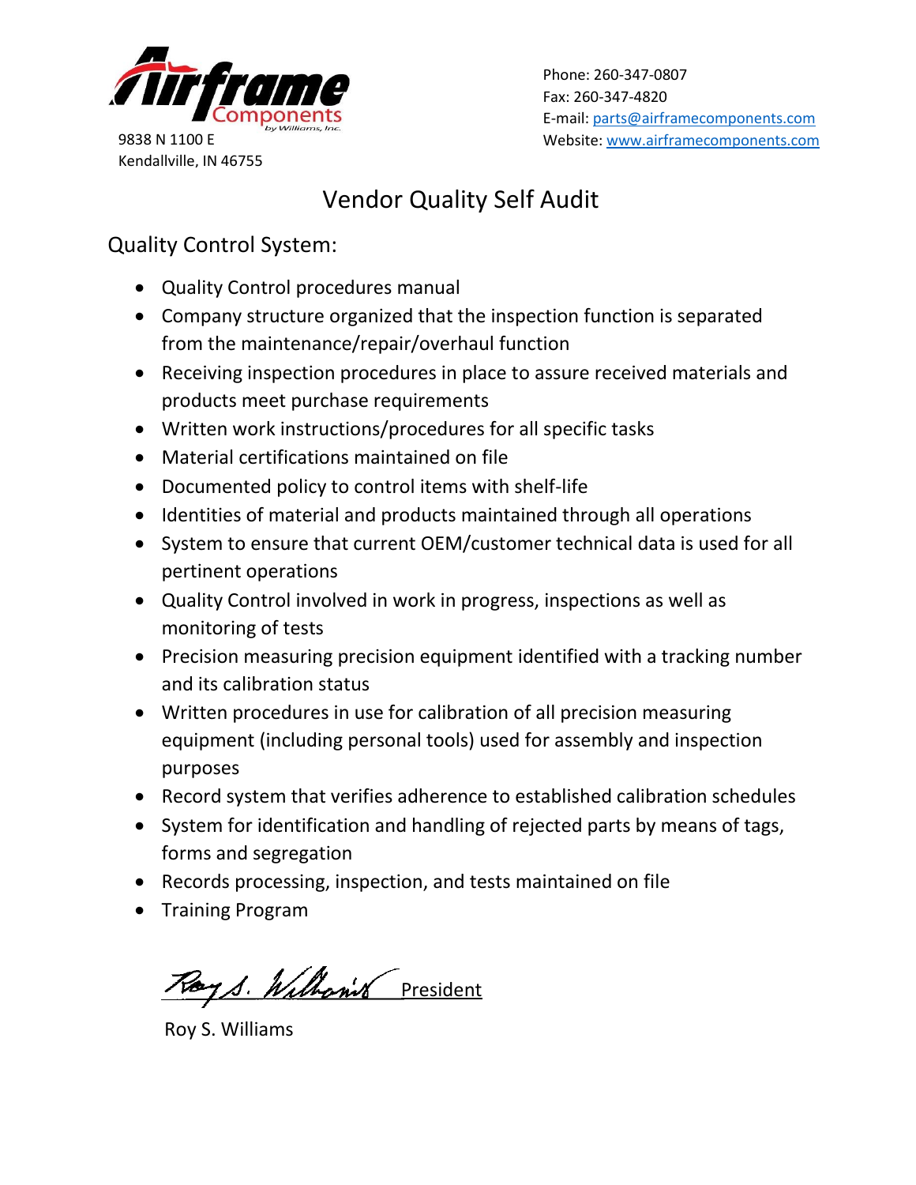Airframe Components by Williams, Inc.

9838 N 1100 E
Kendallville, IN 46755

Phone: 260-347-0807
Fax: 260-347-4820
E-mail: parts@airframecomponents.com
Website: www.airframecomponents.com

# Vendor Quality Self Audit

## Quality Control System:

- Quality Control procedures manual
- Company structure organized that the inspection function is separated from the maintenance/repair/overhaul function
- Receiving inspection procedures in place to assure received materials and products meet purchase requirements
- Written work instructions/procedures for all specific tasks
- Material certifications maintained on file
- Documented policy to control items with shelf-life
- Identities of material and products maintained through all operations
- System to ensure that current OEM/customer technical data is used for all pertinent operations
- Quality Control involved in work in progress, inspections as well as monitoring of tests
- Precision measuring precision equipment identified with a tracking number and its calibration status
- Written procedures in use for calibration of all precision measuring equipment (including personal tools) used for assembly and inspection purposes
- Record system that verifies adherence to established calibration schedules
- System for identification and handling of rejected parts by means of tags, forms and segregation
- Records processing, inspection, and tests maintained on file
- Training Program

Roy S. Williams (signature) President

Roy S. Williams